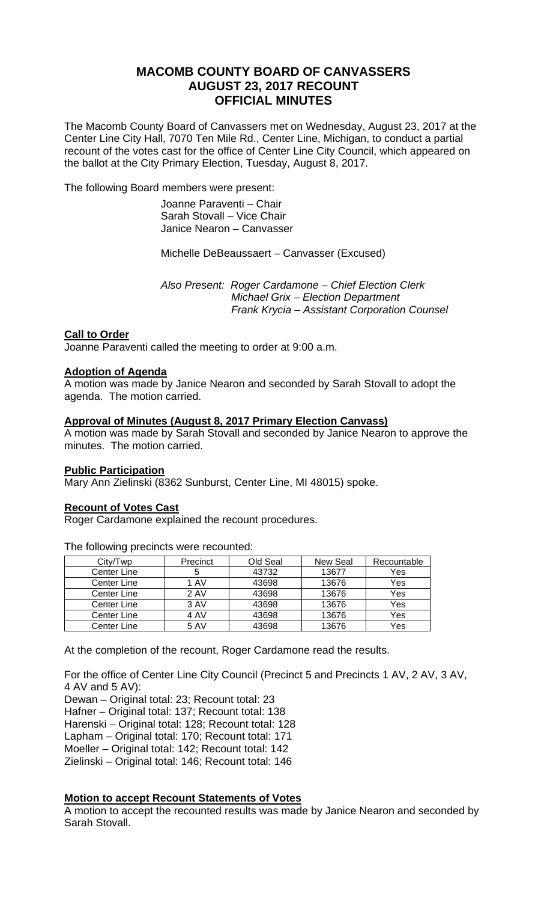# MACOMB COUNTY BOARD OF CANVASSERS
# AUGUST 23, 2017 RECOUNT
# OFFICIAL MINUTES

The Macomb County Board of Canvassers met on Wednesday, August 23, 2017 at the Center Line City Hall, 7070 Ten Mile Rd., Center Line, Michigan, to conduct a partial recount of the votes cast for the office of Center Line City Council, which appeared on the ballot at the City Primary Election, Tuesday, August 8, 2017.

The following Board members were present:

Joanne Paraventi – Chair
Sarah Stovall – Vice Chair
Janice Nearon – Canvasser

Michelle DeBeaussaert – Canvasser (Excused)

*Also Present: Roger Cardamone – Chief Election Clerk*
*Michael Grix – Election Department*
*Frank Krycia – Assistant Corporation Counsel*

**Call to Order**

Joanne Paraventi called the meeting to order at 9:00 a.m.

**Adoption of Agenda**

A motion was made by Janice Nearon and seconded by Sarah Stovall to adopt the agenda. The motion carried.

**Approval of Minutes (August 8, 2017 Primary Election Canvass)**

A motion was made by Sarah Stovall and seconded by Janice Nearon to approve the minutes. The motion carried.

**Public Participation**

Mary Ann Zielinski (8362 Sunburst, Center Line, MI 48015) spoke.

**Recount of Votes Cast**

Roger Cardamone explained the recount procedures.

The following precincts were recounted:

| City/Twp | Precinct | Old Seal | New Seal | Recountable |
|---|---|---|---|---|
| Center Line | 5 | 43732 | 13677 | Yes |
| Center Line | 1 AV | 43698 | 13676 | Yes |
| Center Line | 2 AV | 43698 | 13676 | Yes |
| Center Line | 3 AV | 43698 | 13676 | Yes |
| Center Line | 4 AV | 43698 | 13676 | Yes |
| Center Line | 5 AV | 43698 | 13676 | Yes |

At the completion of the recount, Roger Cardamone read the results.

For the office of Center Line City Council (Precinct 5 and Precincts 1 AV, 2 AV, 3 AV, 4 AV and 5 AV):

Dewan – Original total: 23; Recount total: 23
Hafner – Original total: 137; Recount total: 138
Harenski – Original total: 128; Recount total: 128
Lapham – Original total: 170; Recount total: 171
Moeller – Original total: 142; Recount total: 142
Zielinski – Original total: 146; Recount total: 146

**Motion to accept Recount Statements of Votes**

A motion to accept the recounted results was made by Janice Nearon and seconded by Sarah Stovall.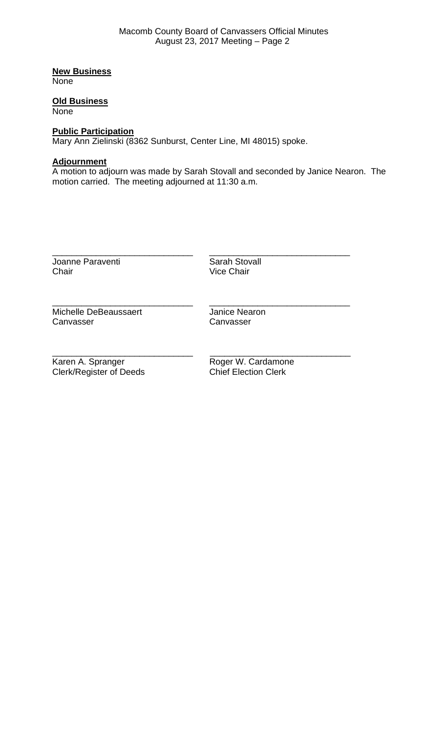**New Business**
None

**Old Business**
None

**Public Participation**
Mary Ann Zielinski (8362 Sunburst, Center Line, MI 48015) spoke.

**Adjournment**
A motion to adjourn was made by Sarah Stovall and seconded by Janice Nearon. The motion carried. The meeting adjourned at 11:30 a.m.

| | |
|---|---|
| \_\_\_\_\_\_\_\_\_\_\_\_\_\_\_\_\_\_\_\_\_\_\_\_\_\_\_\_\_\_ | \_\_\_\_\_\_\_\_\_\_\_\_\_\_\_\_\_\_\_\_\_\_\_\_\_\_\_\_\_\_ |
| Joanne Paraventi<br>Chair | Sarah Stovall<br>Vice Chair |
| \_\_\_\_\_\_\_\_\_\_\_\_\_\_\_\_\_\_\_\_\_\_\_\_\_\_\_\_\_\_ | \_\_\_\_\_\_\_\_\_\_\_\_\_\_\_\_\_\_\_\_\_\_\_\_\_\_\_\_\_\_ |
| Michelle DeBeaussaert<br>Canvasser | Janice Nearon<br>Canvasser |
| \_\_\_\_\_\_\_\_\_\_\_\_\_\_\_\_\_\_\_\_\_\_\_\_\_\_\_\_\_\_ | \_\_\_\_\_\_\_\_\_\_\_\_\_\_\_\_\_\_\_\_\_\_\_\_\_\_\_\_\_\_ |
| Karen A. Spranger<br>Clerk/Register of Deeds | Roger W. Cardamone<br>Chief Election Clerk |